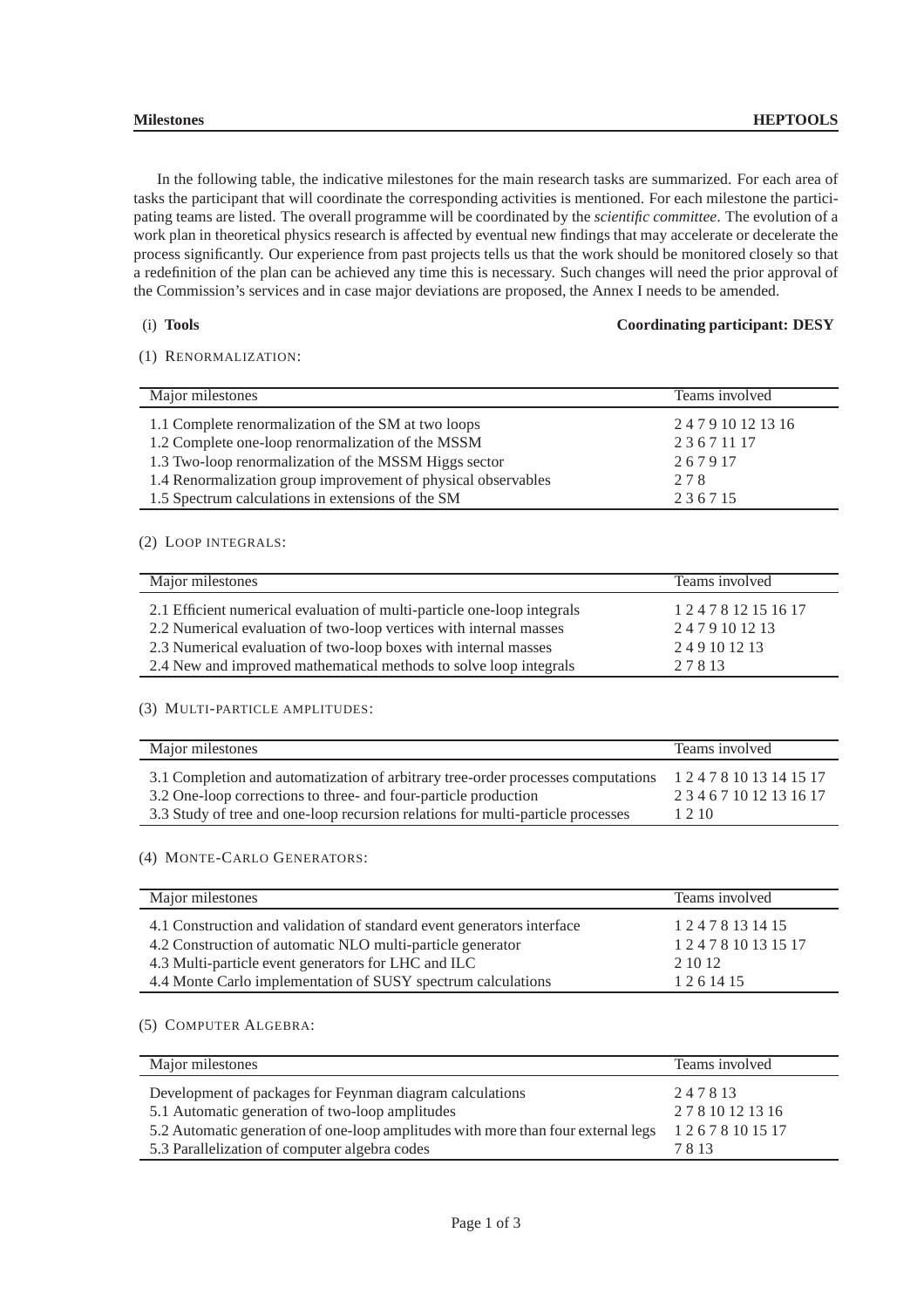In the following table, the indicative milestones for the main research tasks are summarized. For each area of tasks the participant that will coordinate the corresponding activities is mentioned. For each milestone the participating teams are listed. The overall programme will be coordinated by the *scientific committee*. The evolution of a work plan in theoretical physics research is affected by eventual new findings that may accelerate or decelerate the process significantly. Our experience from past projects tells us that the work should be monitored closely so that a redefinition of the plan can be achieved any time this is necessary. Such changes will need the prior approval of the Commission's services and in case major deviations are proposed, the Annex I needs to be amended.

(i) **Tools** **Coordinating participant: DESY**

(1) Renormalization:

| Major milestones | Teams involved |
|---|---|
| 1.1 Complete renormalization of the SM at two loops | 2 4 7 9 10 12 13 16 |
| 1.2 Complete one-loop renormalization of the MSSM | 2 3 6 7 11 17 |
| 1.3 Two-loop renormalization of the MSSM Higgs sector | 2 6 7 9 17 |
| 1.4 Renormalization group improvement of physical observables | 2 7 8 |
| 1.5 Spectrum calculations in extensions of the SM | 2 3 6 7 15 |

(2) Loop integrals:

| Major milestones | Teams involved |
|---|---|
| 2.1 Efficient numerical evaluation of multi-particle one-loop integrals | 1 2 4 7 8 12 15 16 17 |
| 2.2 Numerical evaluation of two-loop vertices with internal masses | 2 4 7 9 10 12 13 |
| 2.3 Numerical evaluation of two-loop boxes with internal masses | 2 4 9 10 12 13 |
| 2.4 New and improved mathematical methods to solve loop integrals | 2 7 8 13 |

(3) Multi-particle amplitudes:

| Major milestones | Teams involved |
|---|---|
| 3.1 Completion and automatization of arbitrary tree-order processes computations | 1 2 4 7 8 10 13 14 15 17 |
| 3.2 One-loop corrections to three- and four-particle production | 2 3 4 6 7 10 12 13 16 17 |
| 3.3 Study of tree and one-loop recursion relations for multi-particle processes | 1 2 10 |

(4) Monte-Carlo Generators:

| Major milestones | Teams involved |
|---|---|
| 4.1 Construction and validation of standard event generators interface | 1 2 4 7 8 13 14 15 |
| 4.2 Construction of automatic NLO multi-particle generator | 1 2 4 7 8 10 13 15 17 |
| 4.3 Multi-particle event generators for LHC and ILC | 2 10 12 |
| 4.4 Monte Carlo implementation of SUSY spectrum calculations | 1 2 6 14 15 |

(5) Computer Algebra:

| Major milestones | Teams involved |
|---|---|
| Development of packages for Feynman diagram calculations | 2 4 7 8 13 |
| 5.1 Automatic generation of two-loop amplitudes | 2 7 8 10 12 13 16 |
| 5.2 Automatic generation of one-loop amplitudes with more than four external legs | 1 2 6 7 8 10 15 17 |
| 5.3 Parallelization of computer algebra codes | 7 8 13 |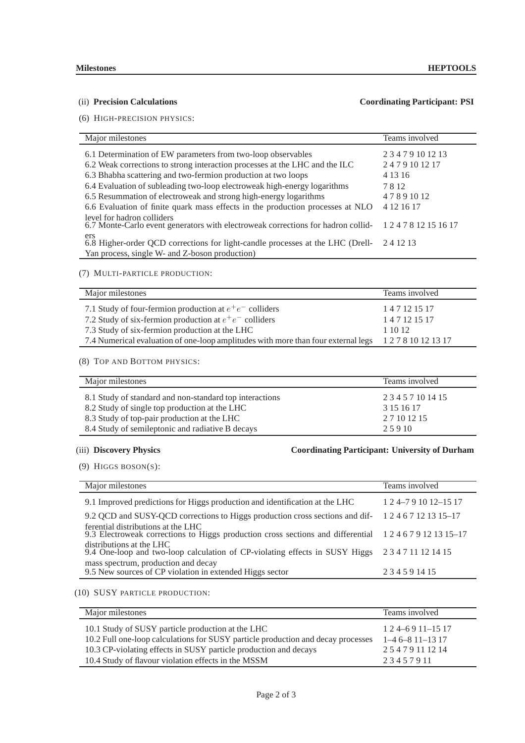## (ii) **Precision Calculations** — **Coordinating Participant: PSI**

(6) HIGH-PRECISION PHYSICS:

| Major milestones | Teams involved |
|---|---|
| 6.1 Determination of EW parameters from two-loop observables | 2 3 4 7 9 10 12 13 |
| 6.2 Weak corrections to strong interaction processes at the LHC and the ILC | 2 4 7 9 10 12 17 |
| 6.3 Bhabha scattering and two-fermion production at two loops | 4 13 16 |
| 6.4 Evaluation of subleading two-loop electroweak high-energy logarithms | 7 8 12 |
| 6.5 Resummation of electroweak and strong high-energy logarithms | 4 7 8 9 10 12 |
| 6.6 Evaluation of finite quark mass effects in the production processes at NLO level for hadron colliders | 4 12 16 17 |
| 6.7 Monte-Carlo event generators with electroweak corrections for hadron colliders | 1 2 4 7 8 12 15 16 17 |
| 6.8 Higher-order QCD corrections for light-candle processes at the LHC (Drell-Yan process, single W- and Z-boson production) | 2 4 12 13 |

(7) MULTI-PARTICLE PRODUCTION:

| Major milestones | Teams involved |
|---|---|
| 7.1 Study of four-fermion production at $e^+e^-$ colliders | 1 4 7 12 15 17 |
| 7.2 Study of six-fermion production at $e^+e^-$ colliders | 1 4 7 12 15 17 |
| 7.3 Study of six-fermion production at the LHC | 1 10 12 |
| 7.4 Numerical evaluation of one-loop amplitudes with more than four external legs | 1 2 7 8 10 12 13 17 |

(8) TOP AND BOTTOM PHYSICS:

| Major milestones | Teams involved |
|---|---|
| 8.1 Study of standard and non-standard top interactions | 2 3 4 5 7 10 14 15 |
| 8.2 Study of single top production at the LHC | 3 15 16 17 |
| 8.3 Study of top-pair production at the LHC | 2 7 10 12 15 |
| 8.4 Study of semileptonic and radiative B decays | 2 5 9 10 |

## (iii) **Discovery Physics** — **Coordinating Participant: University of Durham**

(9) HIGGS BOSON(S):

| Major milestones | Teams involved |
|---|---|
| 9.1 Improved predictions for Higgs production and identification at the LHC | 1 2 4–7 9 10 12–15 17 |
| 9.2 QCD and SUSY-QCD corrections to Higgs production cross sections and differential distributions at the LHC | 1 2 4 6 7 12 13 15–17 |
| 9.3 Electroweak corrections to Higgs production cross sections and differential distributions at the LHC | 1 2 4 6 7 9 12 13 15–17 |
| 9.4 One-loop and two-loop calculation of CP-violating effects in SUSY Higgs mass spectrum, production and decay | 2 3 4 7 11 12 14 15 |
| 9.5 New sources of CP violation in extended Higgs sector | 2 3 4 5 9 14 15 |

(10) SUSY PARTICLE PRODUCTION:

| Major milestones | Teams involved |
|---|---|
| 10.1 Study of SUSY particle production at the LHC | 1 2 4–6 9 11–15 17 |
| 10.2 Full one-loop calculations for SUSY particle production and decay processes | 1–4 6–8 11–13 17 |
| 10.3 CP-violating effects in SUSY particle production and decays | 2 5 4 7 9 11 12 14 |
| 10.4 Study of flavour violation effects in the MSSM | 2 3 4 5 7 9 11 |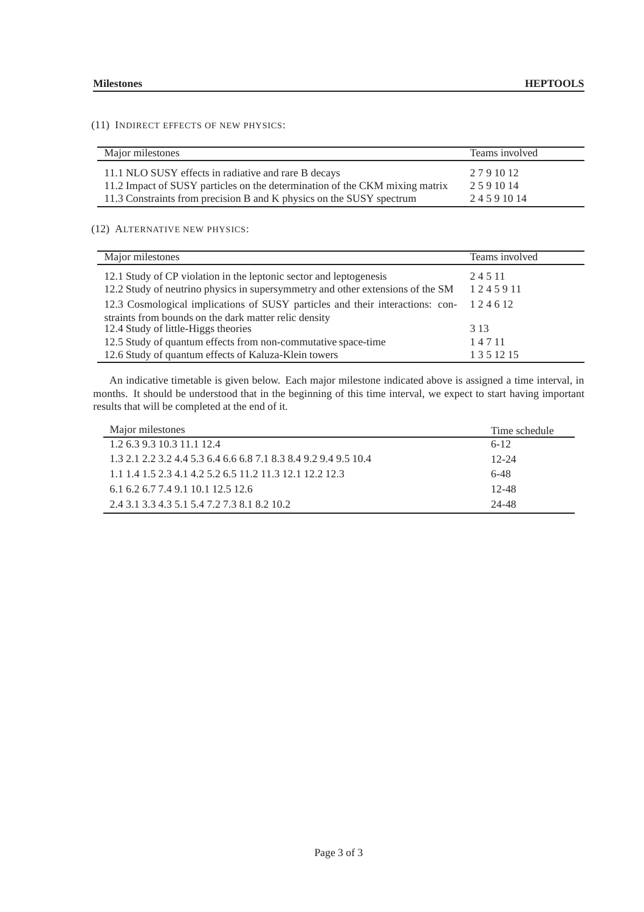(11) INDIRECT EFFECTS OF NEW PHYSICS:

| Major milestones | Teams involved |
|---|---|
| 11.1 NLO SUSY effects in radiative and rare B decays | 2 7 9 10 12 |
| 11.2 Impact of SUSY particles on the determination of the CKM mixing matrix | 2 5 9 10 14 |
| 11.3 Constraints from precision B and K physics on the SUSY spectrum | 2 4 5 9 10 14 |

(12) ALTERNATIVE NEW PHYSICS:

| Major milestones | Teams involved |
|---|---|
| 12.1 Study of CP violation in the leptonic sector and leptogenesis | 2 4 5 11 |
| 12.2 Study of neutrino physics in supersymmetry and other extensions of the SM | 1 2 4 5 9 11 |
| 12.3 Cosmological implications of SUSY particles and their interactions: constraints from bounds on the dark matter relic density | 1 2 4 6 12 |
| 12.4 Study of little-Higgs theories | 3 13 |
| 12.5 Study of quantum effects from non-commutative space-time | 1 4 7 11 |
| 12.6 Study of quantum effects of Kaluza-Klein towers | 1 3 5 12 15 |

An indicative timetable is given below. Each major milestone indicated above is assigned a time interval, in months. It should be understood that in the beginning of this time interval, we expect to start having important results that will be completed at the end of it.

| Major milestones | Time schedule |
|---|---|
| 1.2 6.3 9.3 10.3 11.1 12.4 | 6-12 |
| 1.3 2.1 2.2 3.2 4.4 5.3 6.4 6.6 6.8 7.1 8.3 8.4 9.2 9.4 9.5 10.4 | 12-24 |
| 1.1 1.4 1.5 2.3 4.1 4.2 5.2 6.5 11.2 11.3 12.1 12.2 12.3 | 6-48 |
| 6.1 6.2 6.7 7.4 9.1 10.1 12.5 12.6 | 12-48 |
| 2.4 3.1 3.3 4.3 5.1 5.4 7.2 7.3 8.1 8.2 10.2 | 24-48 |